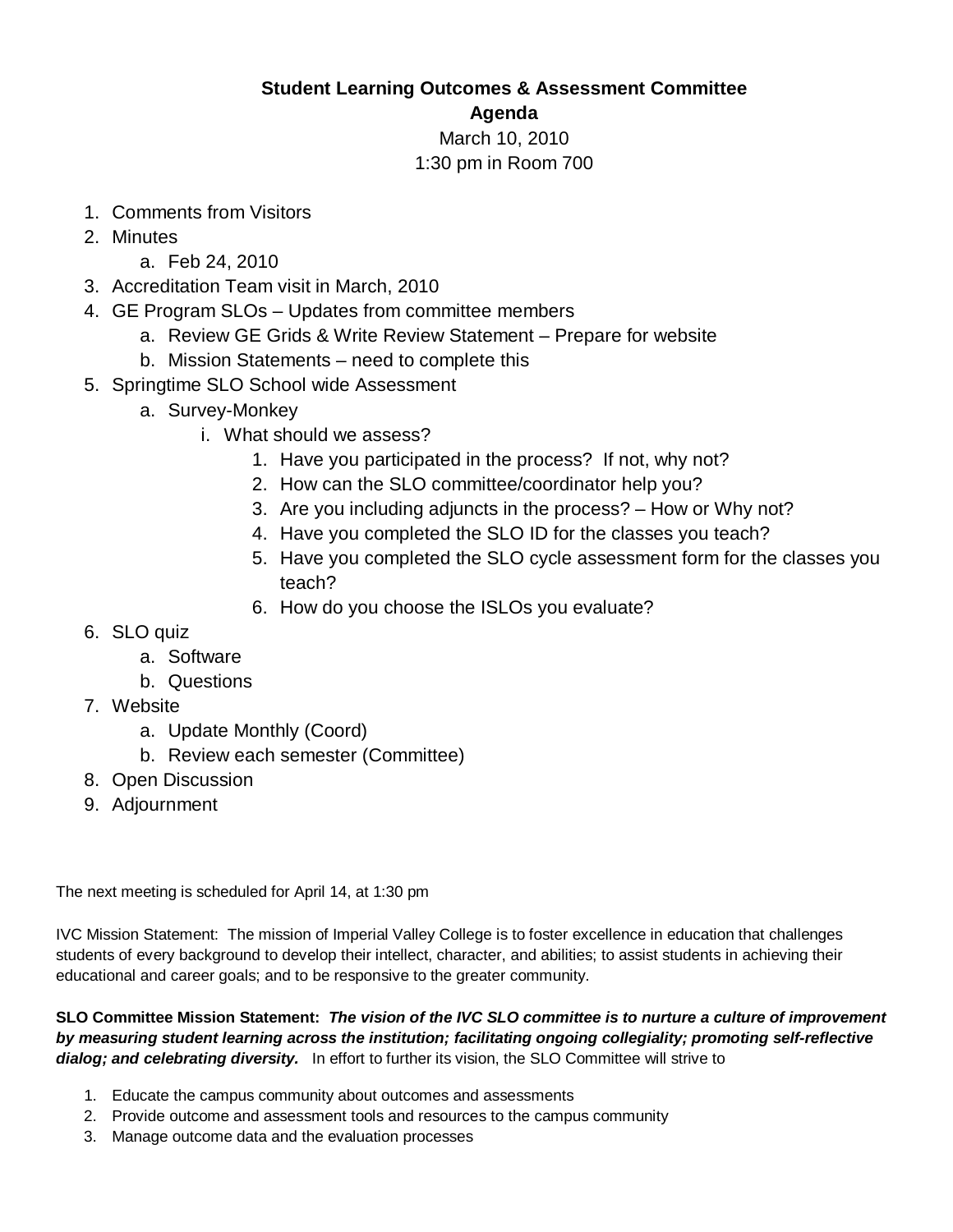**Student Learning Outcomes & Assessment Committee**

**Agenda**

March 10, 2010

1:30 pm in Room 700

1. Comments from Visitors
2. Minutes
   a. Feb 24, 2010
3. Accreditation Team visit in March, 2010
4. GE Program SLOs – Updates from committee members
   a. Review GE Grids & Write Review Statement – Prepare for website
   b. Mission Statements – need to complete this
5. Springtime SLO School wide Assessment
   a. Survey-Monkey
      i. What should we assess?
         1. Have you participated in the process? If not, why not?
         2. How can the SLO committee/coordinator help you?
         3. Are you including adjuncts in the process? – How or Why not?
         4. Have you completed the SLO ID for the classes you teach?
         5. Have you completed the SLO cycle assessment form for the classes you teach?
         6. How do you choose the ISLOs you evaluate?
6. SLO quiz
   a. Software
   b. Questions
7. Website
   a. Update Monthly (Coord)
   b. Review each semester (Committee)
8. Open Discussion
9. Adjournment

The next meeting is scheduled for April 14, at 1:30 pm

IVC Mission Statement: The mission of Imperial Valley College is to foster excellence in education that challenges students of every background to develop their intellect, character, and abilities; to assist students in achieving their educational and career goals; and to be responsive to the greater community.

**SLO Committee Mission Statement:** ***The vision of the IVC SLO committee is to nurture a culture of improvement by measuring student learning across the institution; facilitating ongoing collegiality; promoting self-reflective dialog; and celebrating diversity.*** In effort to further its vision, the SLO Committee will strive to

1. Educate the campus community about outcomes and assessments
2. Provide outcome and assessment tools and resources to the campus community
3. Manage outcome data and the evaluation processes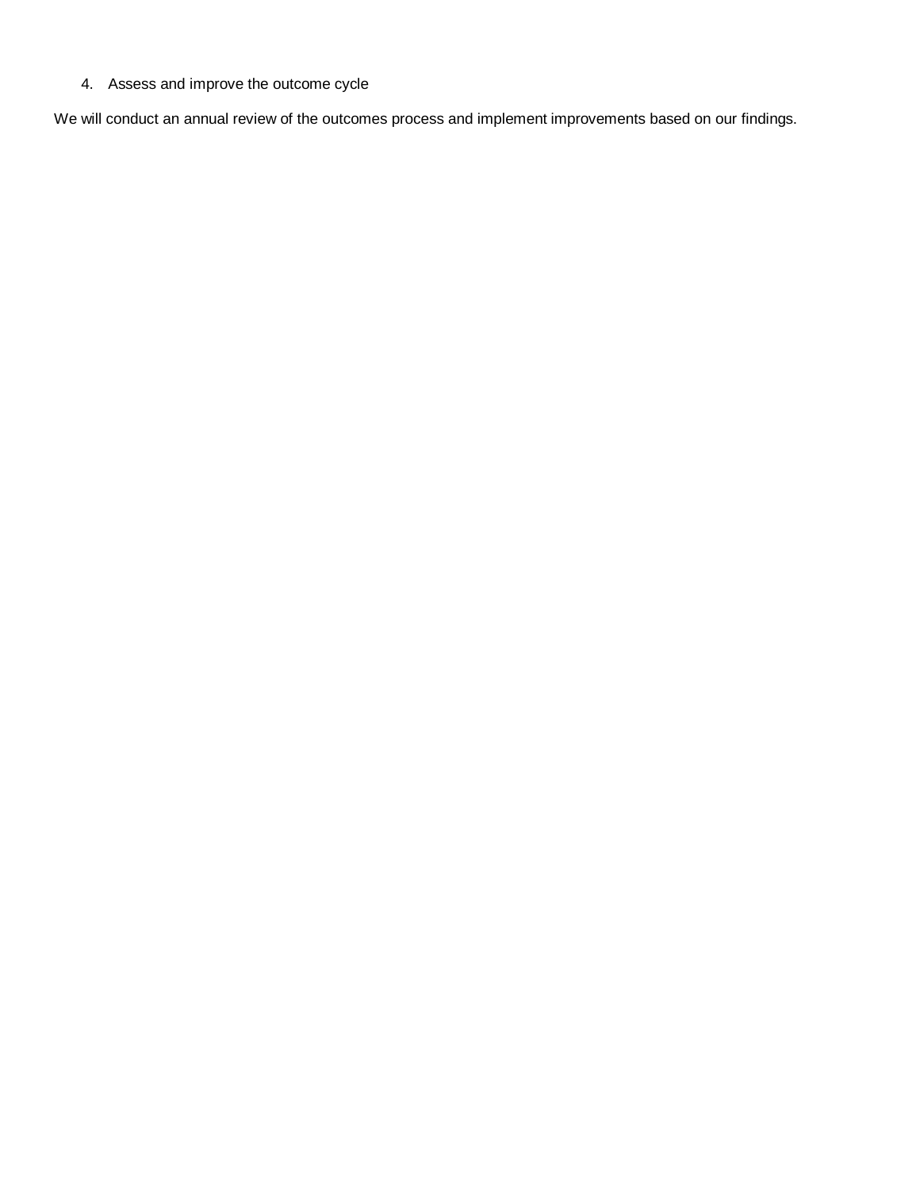4. Assess and improve the outcome cycle

We will conduct an annual review of the outcomes process and implement improvements based on our findings.